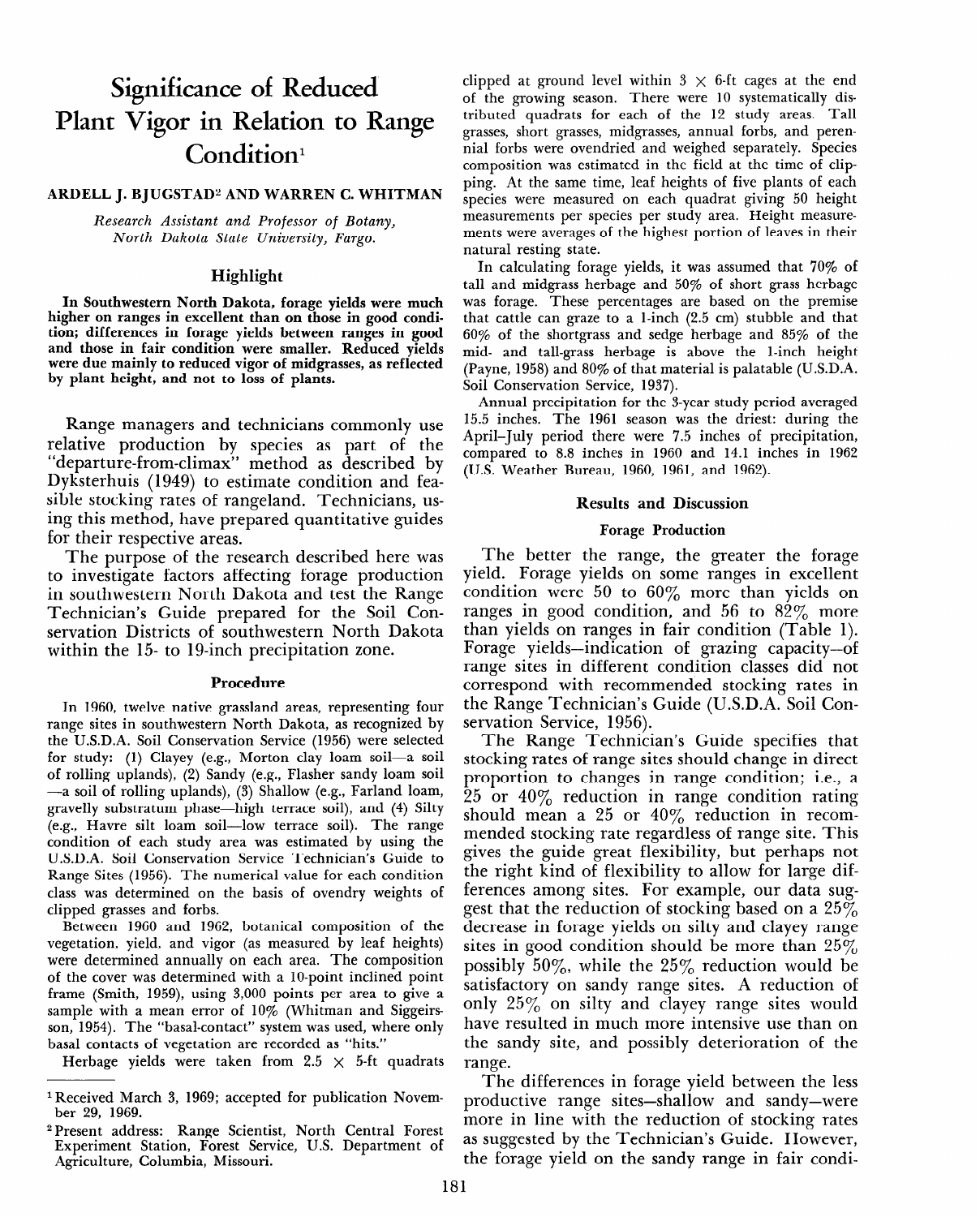# Significance of Reduced Plant Vigor in Relation to Range Condition[1]

**ARDELL J. BJUGSTAD[2] AND WARREN C. WHITMAN**

*Research Assistant and Professor of Botany, North Dakota State University, Fargo.*

## Highlight

**In Southwestern North Dakota, forage yields were much higher on ranges in excellent than on those in good condition; differences in forage yields between ranges in good and those in fair condition were smaller. Reduced yields were due mainly to reduced vigor of midgrasses, as reflected by plant height, and not to loss of plants.**

Range managers and technicians commonly use relative production by species as part of the "departure-from-climax" method as described by Dyksterhuis (1949) to estimate condition and feasible stocking rates of rangeland. Technicians, using this method, have prepared quantitative guides for their respective areas.

The purpose of the research described here was to investigate factors affecting forage production in southwestern North Dakota and test the Range Technician's Guide prepared for the Soil Conservation Districts of southwestern North Dakota within the 15- to 19-inch precipitation zone.

## Procedure

In 1960, twelve native grassland areas, representing four range sites in southwestern North Dakota, as recognized by the U.S.D.A. Soil Conservation Service (1956) were selected for study: (1) Clayey (e.g., Morton clay loam soil—a soil of rolling uplands), (2) Sandy (e.g., Flasher sandy loam soil—a soil of rolling uplands), (3) Shallow (e.g., Farland loam, gravelly substratum phase—high terrace soil), and (4) Silty (e.g., Havre silt loam soil—low terrace soil). The range condition of each study area was estimated by using the U.S.D.A. Soil Conservation Service Technician's Guide to Range Sites (1956). The numerical value for each condition class was determined on the basis of ovendry weights of clipped grasses and forbs.

Between 1960 and 1962, botanical composition of the vegetation, yield, and vigor (as measured by leaf heights) were determined annually on each area. The composition of the cover was determined with a 10-point inclined point frame (Smith, 1959), using 3,000 points per area to give a sample with a mean error of 10% (Whitman and Siggeirsson, 1954). The "basal-contact" system was used, where only basal contacts of vegetation are recorded as "hits."

Herbage yields were taken from 2.5 × 5-ft quadrats clipped at ground level within 3 × 6-ft cages at the end of the growing season. There were 10 systematically distributed quadrats for each of the 12 study areas. Tall grasses, short grasses, midgrasses, annual forbs, and perennial forbs were ovendried and weighed separately. Species composition was estimated in the field at the time of clipping. At the same time, leaf heights of five plants of each species were measured on each quadrat giving 50 height measurements per species per study area. Height measurements were averages of the highest portion of leaves in their natural resting state.

In calculating forage yields, it was assumed that 70% of tall and midgrass herbage and 50% of short grass herbage was forage. These percentages are based on the premise that cattle can graze to a 1-inch (2.5 cm) stubble and that 60% of the shortgrass and sedge herbage and 85% of the mid- and tall-grass herbage is above the 1-inch height (Payne, 1958) and 80% of that material is palatable (U.S.D.A. Soil Conservation Service, 1937).

Annual precipitation for the 3-year study period averaged 15.5 inches. The 1961 season was the driest: during the April–July period there were 7.5 inches of precipitation, compared to 8.8 inches in 1960 and 14.1 inches in 1962 (U.S. Weather Bureau, 1960, 1961, and 1962).

## Results and Discussion

### Forage Production

The better the range, the greater the forage yield. Forage yields on some ranges in excellent condition were 50 to 60% more than yields on ranges in good condition, and 56 to 82% more than yields on ranges in fair condition (Table 1). Forage yields—indication of grazing capacity—of range sites in different condition classes did not correspond with recommended stocking rates in the Range Technician's Guide (U.S.D.A. Soil Conservation Service, 1956).

The Range Technician's Guide specifies that stocking rates of range sites should change in direct proportion to changes in range condition; i.e., a 25 or 40% reduction in range condition rating should mean a 25 or 40% reduction in recommended stocking rate regardless of range site. This gives the guide great flexibility, but perhaps not the right kind of flexibility to allow for large differences among sites. For example, our data suggest that the reduction of stocking based on a 25% decrease in forage yields on silty and clayey range sites in good condition should be more than 25% possibly 50%, while the 25% reduction would be satisfactory on sandy range sites. A reduction of only 25% on silty and clayey range sites would have resulted in much more intensive use than on the sandy site, and possibly deterioration of the range.

The differences in forage yield between the less productive range sites—shallow and sandy—were more in line with the reduction of stocking rates as suggested by the Technician's Guide. However, the forage yield on the sandy range in fair condi-

---

[1] Received March 3, 1969; accepted for publication November 29, 1969.

[2] Present address: Range Scientist, North Central Forest Experiment Station, Forest Service, U.S. Department of Agriculture, Columbia, Missouri.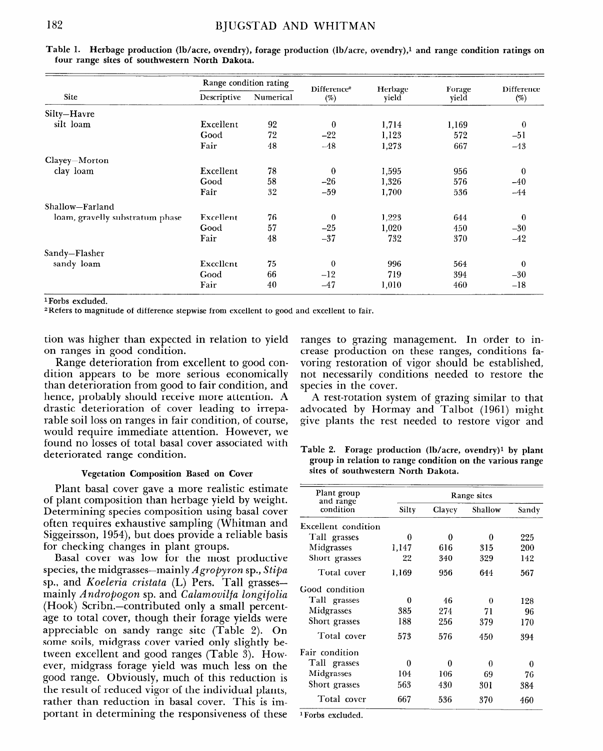Table 1. Herbage production (lb/acre, ovendry), forage production (lb/acre, ovendry),[1] and range condition ratings on four range sites of southwestern North Dakota.

| Site | Range condition rating | | Difference[2] (%) | Herbage yield | Forage yield | Difference (%) |
|---|---|---|---|---|---|---|
| | Descriptive | Numerical | | | | |
| Silty—Havre silt loam | Excellent | 92 | 0 | 1,714 | 1,169 | 0 |
| | Good | 72 | −22 | 1,123 | 572 | −51 |
| | Fair | 48 | −48 | 1,273 | 667 | −43 |
| Clayey—Morton clay loam | Excellent | 78 | 0 | 1,595 | 956 | 0 |
| | Good | 58 | −26 | 1,326 | 576 | −40 |
| | Fair | 32 | −59 | 1,700 | 536 | −44 |
| Shallow—Farland loam, gravelly substratum phase | Excellent | 76 | 0 | 1,223 | 644 | 0 |
| | Good | 57 | −25 | 1,020 | 450 | −30 |
| | Fair | 48 | −37 | 732 | 370 | −42 |
| Sandy—Flasher sandy loam | Excellent | 75 | 0 | 996 | 564 | 0 |
| | Good | 66 | −12 | 719 | 394 | −30 |
| | Fair | 40 | −47 | 1,010 | 460 | −18 |

[1]Forbs excluded.
[2]Refers to magnitude of difference stepwise from excellent to good and excellent to fair.

tion was higher than expected in relation to yield on ranges in good condition.

Range deterioration from excellent to good condition appears to be more serious economically than deterioration from good to fair condition, and hence, probably should receive more attention. A drastic deterioration of cover leading to irreparable soil loss on ranges in fair condition, of course, would require immediate attention. However, we found no losses of total basal cover associated with deteriorated range condition.

### Vegetation Composition Based on Cover

Plant basal cover gave a more realistic estimate of plant composition than herbage yield by weight. Determining species composition using basal cover often requires exhaustive sampling (Whitman and Siggeirsson, 1954), but does provide a reliable basis for checking changes in plant groups.

Basal cover was low for the most productive species, the midgrasses—mainly *Agropyron* sp., *Stipa* sp., and *Koeleria cristata* (L) Pers. Tall grasses—mainly *Andropogon* sp. and *Calamovilfa longifolia* (Hook) Scribn.—contributed only a small percentage to total cover, though their forage yields were appreciable on sandy range site (Table 2). On some soils, midgrass cover varied only slightly between excellent and good ranges (Table 3). However, midgrass forage yield was much less on the good range. Obviously, much of this reduction is the result of reduced vigor of the individual plants, rather than reduction in basal cover. This is important in determining the responsiveness of these ranges to grazing management. In order to increase production on these ranges, conditions favoring restoration of vigor should be established, not necessarily conditions needed to restore the species in the cover.

A rest-rotation system of grazing similar to that advocated by Hormay and Talbot (1961) might give plants the rest needed to restore vigor and

Table 2. Forage production (lb/acre, ovendry)[1] by plant group in relation to range condition on the various range sites of southwestern North Dakota.

| Plant group and range condition | Range sites | | | |
|---|---|---|---|---|
| | Silty | Clayey | Shallow | Sandy |
| Excellent condition | | | | |
| Tall grasses | 0 | 0 | 0 | 225 |
| Midgrasses | 1,147 | 616 | 315 | 200 |
| Short grasses | 22 | 340 | 329 | 142 |
| Total cover | 1,169 | 956 | 644 | 567 |
| Good condition | | | | |
| Tall grasses | 0 | 46 | 0 | 128 |
| Midgrasses | 385 | 274 | 71 | 96 |
| Short grasses | 188 | 256 | 379 | 170 |
| Total cover | 573 | 576 | 450 | 394 |
| Fair condition | | | | |
| Tall grasses | 0 | 0 | 0 | 0 |
| Midgrasses | 104 | 106 | 69 | 76 |
| Short grasses | 563 | 430 | 301 | 384 |
| Total cover | 667 | 536 | 370 | 460 |

[1]Forbs excluded.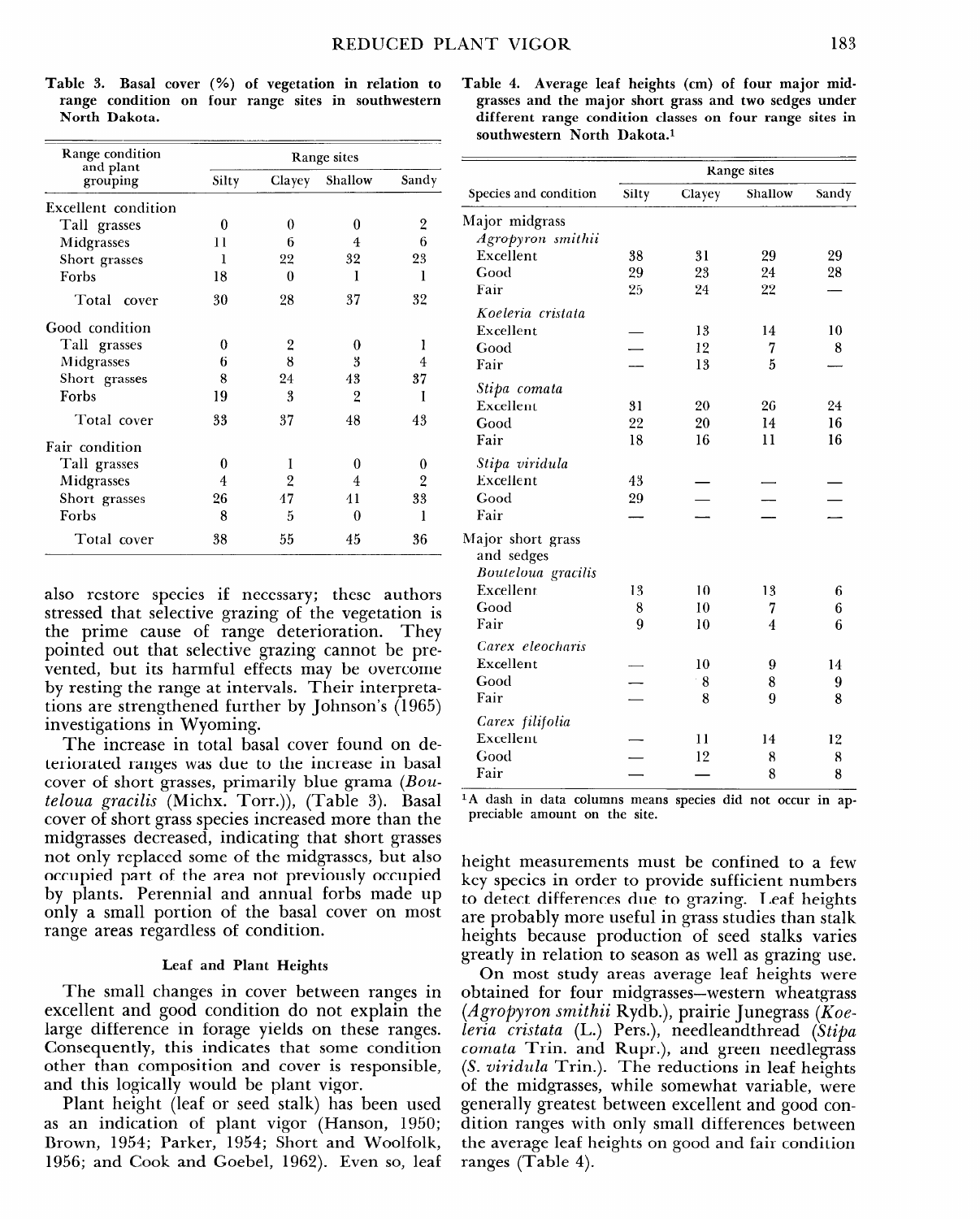Table 3. Basal cover (%) of vegetation in relation to range condition on four range sites in southwestern North Dakota.

| Range condition and plant grouping | Range sites | | | |
|---|---|---|---|---|
| | Silty | Clayey | Shallow | Sandy |
| Excellent condition | | | | |
| Tall grasses | 0 | 0 | 0 | 2 |
| Midgrasses | 11 | 6 | 4 | 6 |
| Short grasses | 1 | 22 | 32 | 23 |
| Forbs | 18 | 0 | 1 | 1 |
| Total cover | 30 | 28 | 37 | 32 |
| Good condition | | | | |
| Tall grasses | 0 | 2 | 0 | 1 |
| Midgrasses | 6 | 8 | 3 | 4 |
| Short grasses | 8 | 24 | 43 | 37 |
| Forbs | 19 | 3 | 2 | 1 |
| Total cover | 33 | 37 | 48 | 43 |
| Fair condition | | | | |
| Tall grasses | 0 | 1 | 0 | 0 |
| Midgrasses | 4 | 2 | 4 | 2 |
| Short grasses | 26 | 47 | 41 | 33 |
| Forbs | 8 | 5 | 0 | 1 |
| Total cover | 38 | 55 | 45 | 36 |

also restore species if necessary; these authors stressed that selective grazing of the vegetation is the prime cause of range deterioration. They pointed out that selective grazing cannot be prevented, but its harmful effects may be overcome by resting the range at intervals. Their interpretations are strengthened further by Johnson's (1965) investigations in Wyoming.

The increase in total basal cover found on deteriorated ranges was due to the increase in basal cover of short grasses, primarily blue grama (*Bouteloua gracilis* (Michx. Torr.)), (Table 3). Basal cover of short grass species increased more than the midgrasses decreased, indicating that short grasses not only replaced some of the midgrasses, but also occupied part of the area not previously occupied by plants. Perennial and annual forbs made up only a small portion of the basal cover on most range areas regardless of condition.

### Leaf and Plant Heights

The small changes in cover between ranges in excellent and good condition do not explain the large difference in forage yields on these ranges. Consequently, this indicates that some condition other than composition and cover is responsible, and this logically would be plant vigor.

Plant height (leaf or seed stalk) has been used as an indication of plant vigor (Hanson, 1950; Brown, 1954; Parker, 1954; Short and Woolfolk, 1956; and Cook and Goebel, 1962). Even so, leaf height measurements must be confined to a few key species in order to provide sufficient numbers to detect differences due to grazing. Leaf heights are probably more useful in grass studies than stalk heights because production of seed stalks varies greatly in relation to season as well as grazing use.

Table 4. Average leaf heights (cm) of four major midgrasses and the major short grass and two sedges under different range condition classes on four range sites in southwestern North Dakota.[1]

| Species and condition | Range sites | | | |
|---|---|---|---|---|
| | Silty | Clayey | Shallow | Sandy |
| Major midgrass | | | | |
| *Agropyron smithii* | | | | |
| Excellent | 38 | 31 | 29 | 29 |
| Good | 29 | 23 | 24 | 28 |
| Fair | 25 | 24 | 22 | — |
| *Koeleria cristata* | | | | |
| Excellent | — | 13 | 14 | 10 |
| Good | — | 12 | 7 | 8 |
| Fair | — | 13 | 5 | — |
| *Stipa comata* | | | | |
| Excellent | 31 | 20 | 26 | 24 |
| Good | 22 | 20 | 14 | 16 |
| Fair | 18 | 16 | 11 | 16 |
| *Stipa viridula* | | | | |
| Excellent | 43 | — | — | — |
| Good | 29 | — | — | — |
| Fair | — | — | — | — |
| Major short grass and sedges | | | | |
| *Bouteloua gracilis* | | | | |
| Excellent | 13 | 10 | 13 | 6 |
| Good | 8 | 10 | 7 | 6 |
| Fair | 9 | 10 | 4 | 6 |
| *Carex eleocharis* | | | | |
| Excellent | — | 10 | 9 | 14 |
| Good | — | 8 | 8 | 9 |
| Fair | — | 8 | 9 | 8 |
| *Carex filifolia* | | | | |
| Excellent | — | 11 | 14 | 12 |
| Good | — | 12 | 8 | 8 |
| Fair | — | — | 8 | 8 |

[1]A dash in data columns means species did not occur in appreciable amount on the site.

On most study areas average leaf heights were obtained for four midgrasses—western wheatgrass (*Agropyron smithii* Rydb.), prairie Junegrass (*Koeleria cristata* (L.) Pers.), needleandthread (*Stipa comata* Trin. and Rupr.), and green needlegrass (*S. viridula* Trin.). The reductions in leaf heights of the midgrasses, while somewhat variable, were generally greatest between excellent and good condition ranges with only small differences between the average leaf heights on good and fair condition ranges (Table 4).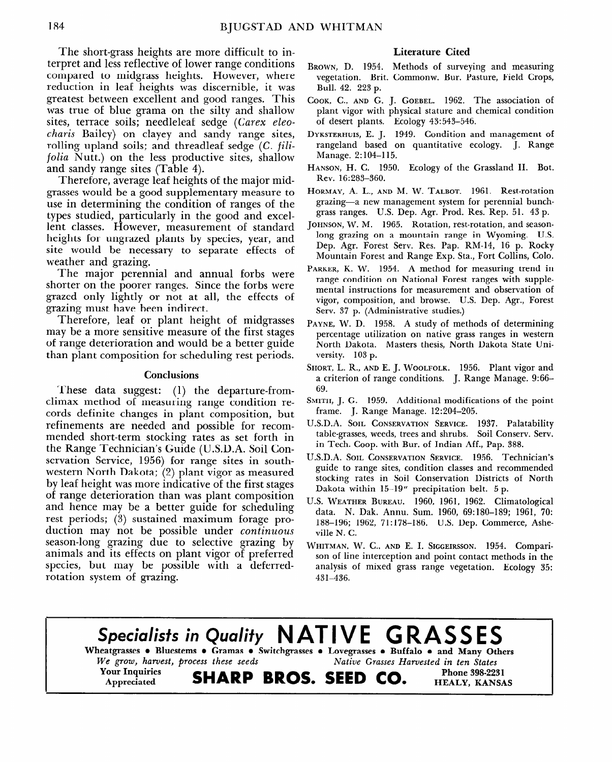The short-grass heights are more difficult to interpret and less reflective of lower range conditions compared to midgrass heights. However, where reduction in leaf heights was discernible, it was greatest between excellent and good ranges. This was true of blue grama on the silty and shallow sites, terrace soils; needleleaf sedge (*Carex eleocharis* Bailey) on clayey and sandy range sites, rolling upland soils; and threadleaf sedge (*C. filifolia* Nutt.) on the less productive sites, shallow and sandy range sites (Table 4).

Therefore, average leaf heights of the major midgrasses would be a good supplementary measure to use in determining the condition of ranges of the types studied, particularly in the good and excellent classes. However, measurement of standard heights for ungrazed plants by species, year, and site would be necessary to separate effects of weather and grazing.

The major perennial and annual forbs were shorter on the poorer ranges. Since the forbs were grazed only lightly or not at all, the effects of grazing must have been indirect.

Therefore, leaf or plant height of midgrasses may be a more sensitive measure of the first stages of range deterioration and would be a better guide than plant composition for scheduling rest periods.

## Conclusions

These data suggest: (1) the departure-from-climax method of measuring range condition records definite changes in plant composition, but refinements are needed and possible for recommended short-term stocking rates as set forth in the Range Technician's Guide (U.S.D.A. Soil Conservation Service, 1956) for range sites in southwestern North Dakota; (2) plant vigor as measured by leaf height was more indicative of the first stages of range deterioration than was plant composition and hence may be a better guide for scheduling rest periods; (3) sustained maximum forage production may not be possible under *continuous* season-long grazing due to selective grazing by animals and its effects on plant vigor of preferred species, but may be possible with a deferred-rotation system of grazing.

## Literature Cited

Brown, D. 1954. Methods of surveying and measuring vegetation. Brit. Commonw. Bur. Pasture, Field Crops, Bull. 42. 223 p.

Cook, C., and G. J. Goebel. 1962. The association of plant vigor with physical stature and chemical condition of desert plants. Ecology 43:543–546.

Dyksterhuis, E. J. 1949. Condition and management of rangeland based on quantitative ecology. J. Range Manage. 2:104–115.

Hanson, H. C. 1950. Ecology of the Grassland II. Bot. Rev. 16:283–360.

Hormay, A. L., and M. W. Talbot. 1961. Rest-rotation grazing—a new management system for perennial bunchgrass ranges. U.S. Dep. Agr. Prod. Res. Rep. 51. 43 p.

Johnson, W. M. 1965. Rotation, rest-rotation, and season-long grazing on a mountain range in Wyoming. U.S. Dep. Agr. Forest Serv. Res. Pap. RM-14, 16 p. Rocky Mountain Forest and Range Exp. Sta., Fort Collins, Colo.

Parker, K. W. 1954. A method for measuring trend in range condition on National Forest ranges with supplemental instructions for measurement and observation of vigor, composition, and browse. U.S. Dep. Agr., Forest Serv. 37 p. (Administrative studies.)

Payne, W. D. 1958. A study of methods of determining percentage utilization on native grass ranges in western North Dakota. Masters thesis, North Dakota State University. 103 p.

Short, L. R., and E. J. Woolfolk. 1956. Plant vigor and a criterion of range conditions. J. Range Manage. 9:66–69.

Smith, J. G. 1959. Additional modifications of the point frame. J. Range Manage. 12:204–205.

U.S.D.A. Soil Conservation Service. 1937. Palatability table-grasses, weeds, trees and shrubs. Soil Conserv. Serv. in Tech. Coop. with Bur. of Indian Aff., Pap. 388.

U.S.D.A. Soil Conservation Service. 1956. Technician's guide to range sites, condition classes and recommended stocking rates in Soil Conservation Districts of North Dakota within 15–19″ precipitation belt. 5 p.

U.S. Weather Bureau. 1960, 1961, 1962. Climatological data. N. Dak. Annu. Sum. 1960, 69:180–189; 1961, 70: 188–196; 1962, 71:178–186. U.S. Dep. Commerce, Asheville N. C.

Whitman, W. C., and E. I. Siggeirsson. 1954. Comparison of line interception and point contact methods in the analysis of mixed grass range vegetation. Ecology 35: 431–436.

---

***Specialists in Quality* NATIVE GRASSES**

**Wheatgrasses • Bluestems • Gramas • Switchgrasses • Lovegrasses • Buffalo • and Many Others**

*We grow, harvest, process these seeds* — *Native Grasses Harvested in ten States*

**Your Inquiries Appreciated** — **SHARP BROS. SEED CO.** — **Phone 398-2231 HEALY, KANSAS**